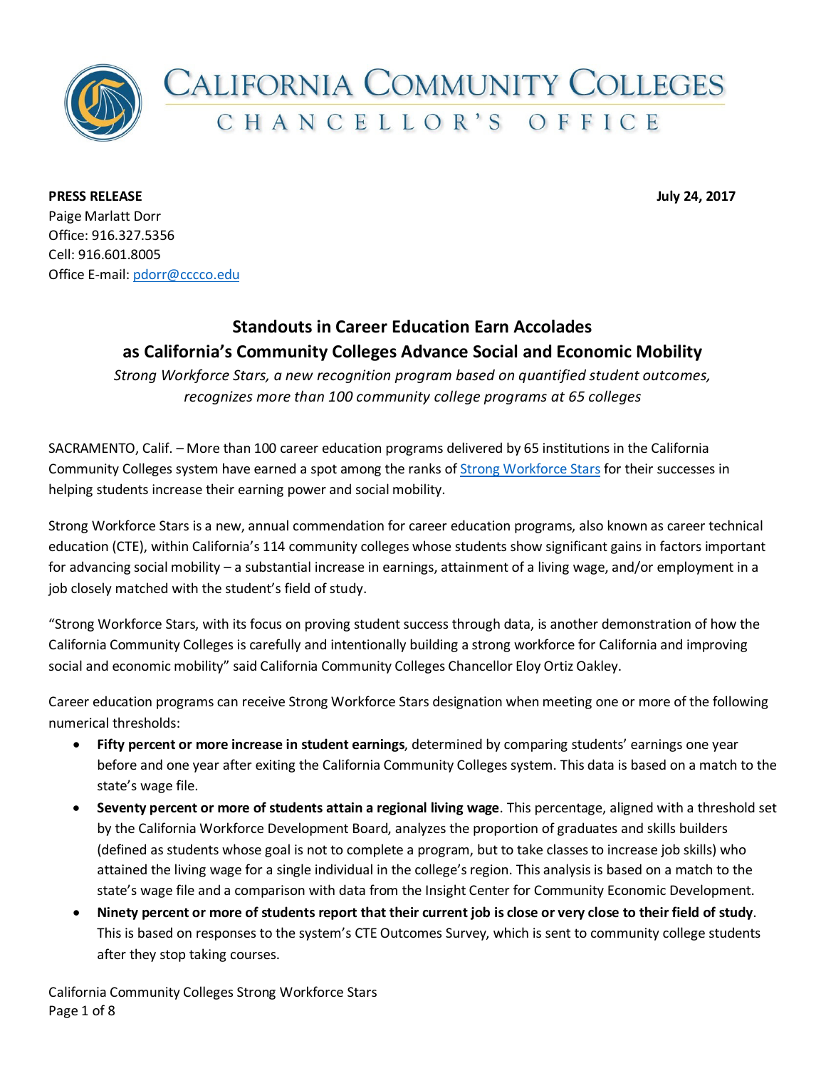# California Community Colleges Chancellor's Office

**PRESS RELEASE** **July 24, 2017**

Paige Marlatt Dorr
Office: 916.327.5356
Cell: 916.601.8005
Office E-mail: pdorr@cccco.edu

## Standouts in Career Education Earn Accolades as California's Community Colleges Advance Social and Economic Mobility

*Strong Workforce Stars, a new recognition program based on quantified student outcomes, recognizes more than 100 community college programs at 65 colleges*

SACRAMENTO, Calif. – More than 100 career education programs delivered by 65 institutions in the California Community Colleges system have earned a spot among the ranks of Strong Workforce Stars for their successes in helping students increase their earning power and social mobility.

Strong Workforce Stars is a new, annual commendation for career education programs, also known as career technical education (CTE), within California's 114 community colleges whose students show significant gains in factors important for advancing social mobility – a substantial increase in earnings, attainment of a living wage, and/or employment in a job closely matched with the student's field of study.

"Strong Workforce Stars, with its focus on proving student success through data, is another demonstration of how the California Community Colleges is carefully and intentionally building a strong workforce for California and improving social and economic mobility" said California Community Colleges Chancellor Eloy Ortiz Oakley.

Career education programs can receive Strong Workforce Stars designation when meeting one or more of the following numerical thresholds:

- **Fifty percent or more increase in student earnings**, determined by comparing students' earnings one year before and one year after exiting the California Community Colleges system. This data is based on a match to the state's wage file.
- **Seventy percent or more of students attain a regional living wage**. This percentage, aligned with a threshold set by the California Workforce Development Board, analyzes the proportion of graduates and skills builders (defined as students whose goal is not to complete a program, but to take classes to increase job skills) who attained the living wage for a single individual in the college's region. This analysis is based on a match to the state's wage file and a comparison with data from the Insight Center for Community Economic Development.
- **Ninety percent or more of students report that their current job is close or very close to their field of study**. This is based on responses to the system's CTE Outcomes Survey, which is sent to community college students after they stop taking courses.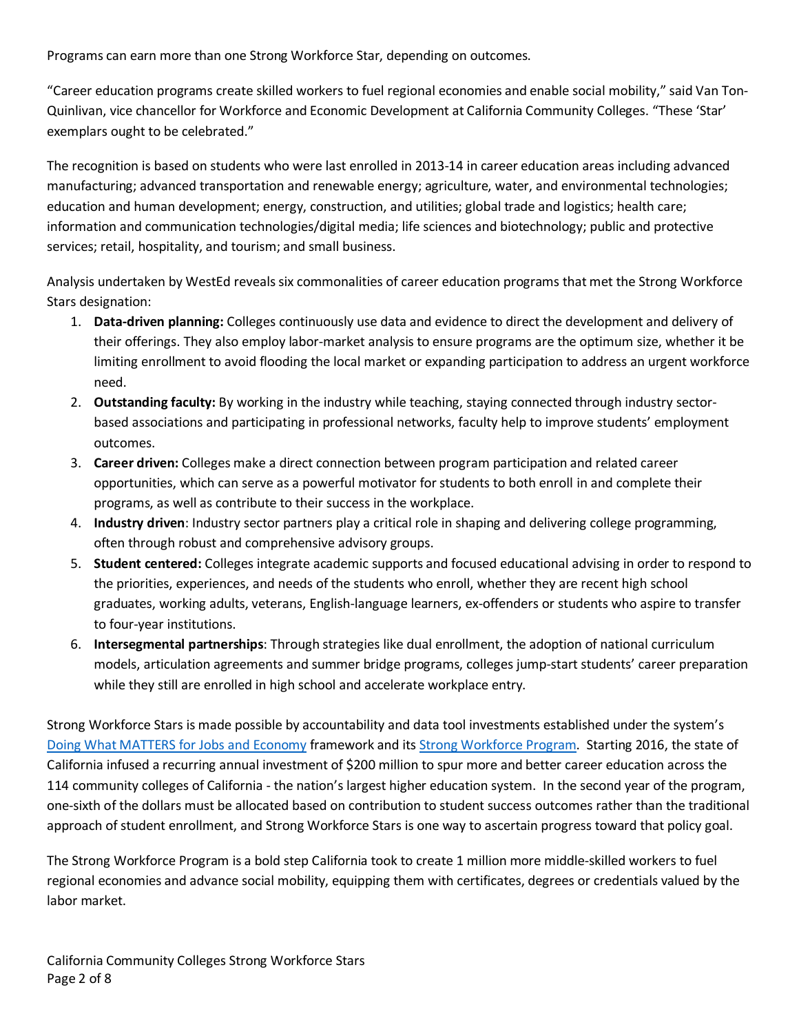Programs can earn more than one Strong Workforce Star, depending on outcomes.

"Career education programs create skilled workers to fuel regional economies and enable social mobility," said Van Ton-Quinlivan, vice chancellor for Workforce and Economic Development at California Community Colleges. "These 'Star' exemplars ought to be celebrated."

The recognition is based on students who were last enrolled in 2013-14 in career education areas including advanced manufacturing; advanced transportation and renewable energy; agriculture, water, and environmental technologies; education and human development; energy, construction, and utilities; global trade and logistics; health care; information and communication technologies/digital media; life sciences and biotechnology; public and protective services; retail, hospitality, and tourism; and small business.

Analysis undertaken by WestEd reveals six commonalities of career education programs that met the Strong Workforce Stars designation:

1. **Data-driven planning:** Colleges continuously use data and evidence to direct the development and delivery of their offerings. They also employ labor-market analysis to ensure programs are the optimum size, whether it be limiting enrollment to avoid flooding the local market or expanding participation to address an urgent workforce need.
2. **Outstanding faculty:** By working in the industry while teaching, staying connected through industry sector-based associations and participating in professional networks, faculty help to improve students' employment outcomes.
3. **Career driven:** Colleges make a direct connection between program participation and related career opportunities, which can serve as a powerful motivator for students to both enroll in and complete their programs, as well as contribute to their success in the workplace.
4. **Industry driven**: Industry sector partners play a critical role in shaping and delivering college programming, often through robust and comprehensive advisory groups.
5. **Student centered:** Colleges integrate academic supports and focused educational advising in order to respond to the priorities, experiences, and needs of the students who enroll, whether they are recent high school graduates, working adults, veterans, English-language learners, ex-offenders or students who aspire to transfer to four-year institutions.
6. **Intersegmental partnerships**: Through strategies like dual enrollment, the adoption of national curriculum models, articulation agreements and summer bridge programs, colleges jump-start students' career preparation while they still are enrolled in high school and accelerate workplace entry.

Strong Workforce Stars is made possible by accountability and data tool investments established under the system's Doing What MATTERS for Jobs and Economy framework and its Strong Workforce Program. Starting 2016, the state of California infused a recurring annual investment of $200 million to spur more and better career education across the 114 community colleges of California - the nation's largest higher education system. In the second year of the program, one-sixth of the dollars must be allocated based on contribution to student success outcomes rather than the traditional approach of student enrollment, and Strong Workforce Stars is one way to ascertain progress toward that policy goal.

The Strong Workforce Program is a bold step California took to create 1 million more middle-skilled workers to fuel regional economies and advance social mobility, equipping them with certificates, degrees or credentials valued by the labor market.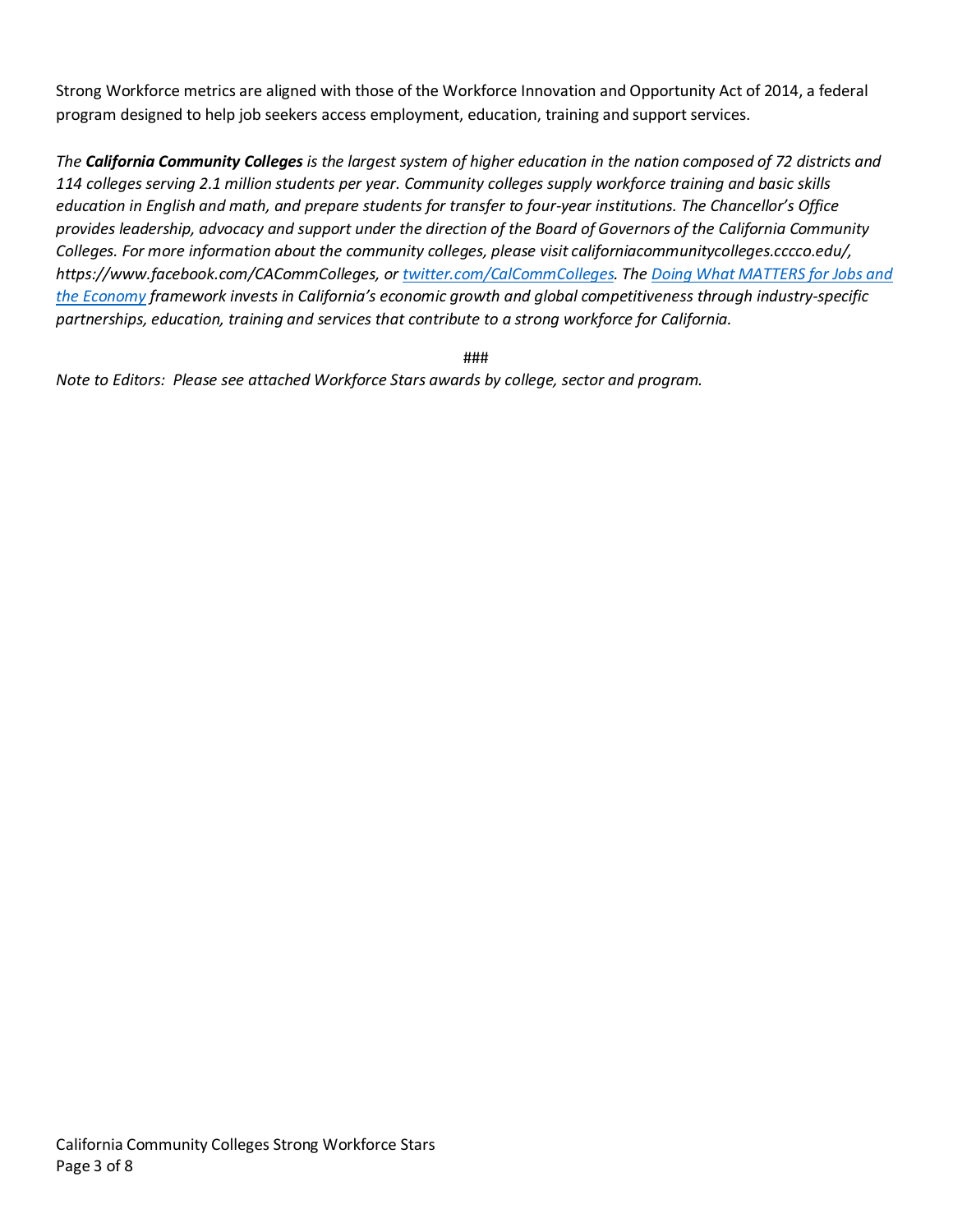Strong Workforce metrics are aligned with those of the Workforce Innovation and Opportunity Act of 2014, a federal program designed to help job seekers access employment, education, training and support services.

*The **California Community Colleges** is the largest system of higher education in the nation composed of 72 districts and 114 colleges serving 2.1 million students per year. Community colleges supply workforce training and basic skills education in English and math, and prepare students for transfer to four-year institutions. The Chancellor's Office provides leadership, advocacy and support under the direction of the Board of Governors of the California Community Colleges. For more information about the community colleges, please visit californiacommunitycolleges.cccco.edu/, https://www.facebook.com/CACommColleges, or twitter.com/CalCommColleges. The Doing What MATTERS for Jobs and the Economy framework invests in California's economic growth and global competitiveness through industry-specific partnerships, education, training and services that contribute to a strong workforce for California.*

###

*Note to Editors: Please see attached Workforce Stars awards by college, sector and program.*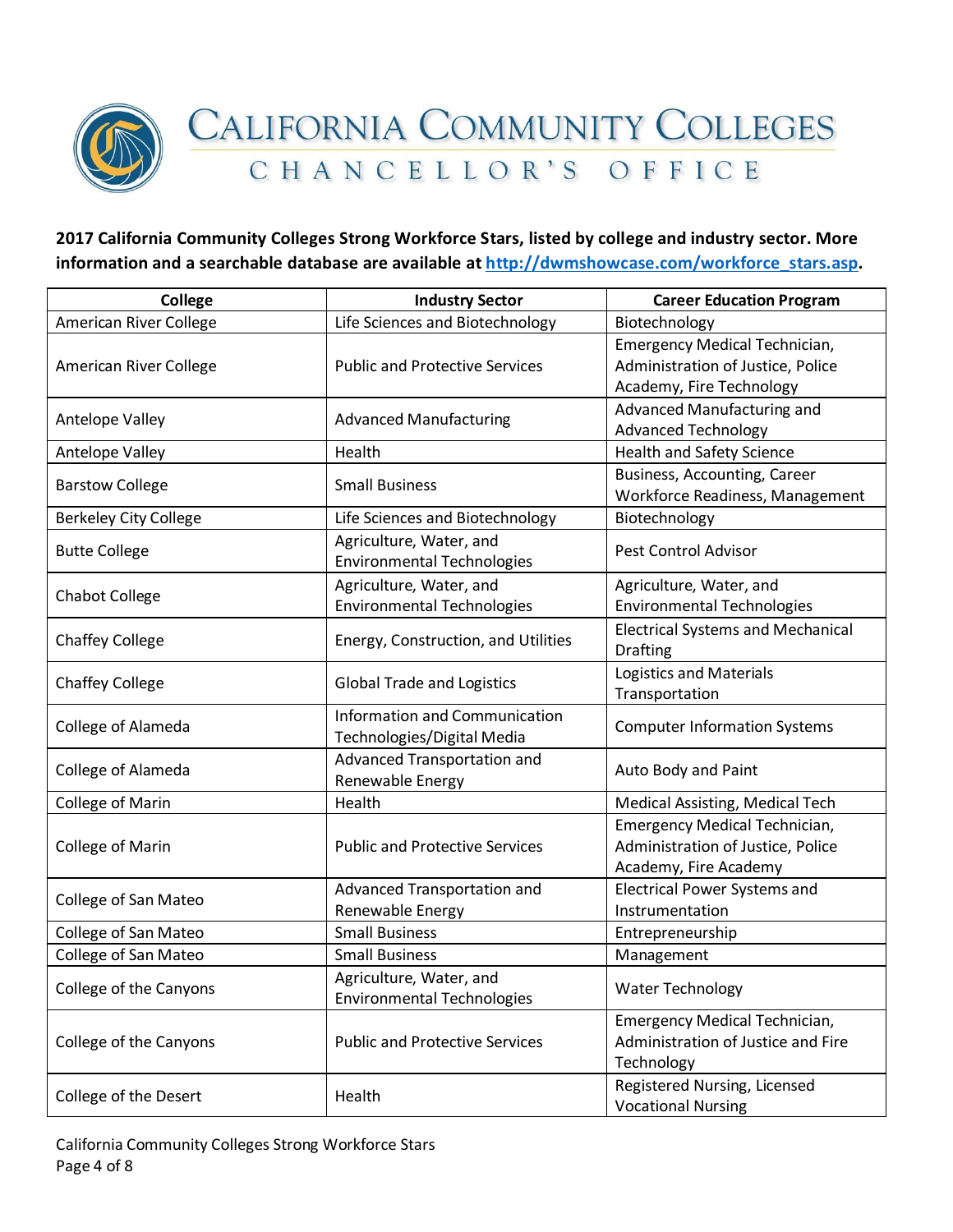# California Community Colleges Chancellor's Office

**2017 California Community Colleges Strong Workforce Stars, listed by college and industry sector. More information and a searchable database are available at [http://dwmshowcase.com/workforce_stars.asp](http://dwmshowcase.com/workforce_stars.asp).**

| College | Industry Sector | Career Education Program |
|---|---|---|
| American River College | Life Sciences and Biotechnology | Biotechnology |
| American River College | Public and Protective Services | Emergency Medical Technician, Administration of Justice, Police Academy, Fire Technology |
| Antelope Valley | Advanced Manufacturing | Advanced Manufacturing and Advanced Technology |
| Antelope Valley | Health | Health and Safety Science |
| Barstow College | Small Business | Business, Accounting, Career Workforce Readiness, Management |
| Berkeley City College | Life Sciences and Biotechnology | Biotechnology |
| Butte College | Agriculture, Water, and Environmental Technologies | Pest Control Advisor |
| Chabot College | Agriculture, Water, and Environmental Technologies | Agriculture, Water, and Environmental Technologies |
| Chaffey College | Energy, Construction, and Utilities | Electrical Systems and Mechanical Drafting |
| Chaffey College | Global Trade and Logistics | Logistics and Materials Transportation |
| College of Alameda | Information and Communication Technologies/Digital Media | Computer Information Systems |
| College of Alameda | Advanced Transportation and Renewable Energy | Auto Body and Paint |
| College of Marin | Health | Medical Assisting, Medical Tech |
| College of Marin | Public and Protective Services | Emergency Medical Technician, Administration of Justice, Police Academy, Fire Academy |
| College of San Mateo | Advanced Transportation and Renewable Energy | Electrical Power Systems and Instrumentation |
| College of San Mateo | Small Business | Entrepreneurship |
| College of San Mateo | Small Business | Management |
| College of the Canyons | Agriculture, Water, and Environmental Technologies | Water Technology |
| College of the Canyons | Public and Protective Services | Emergency Medical Technician, Administration of Justice and Fire Technology |
| College of the Desert | Health | Registered Nursing, Licensed Vocational Nursing |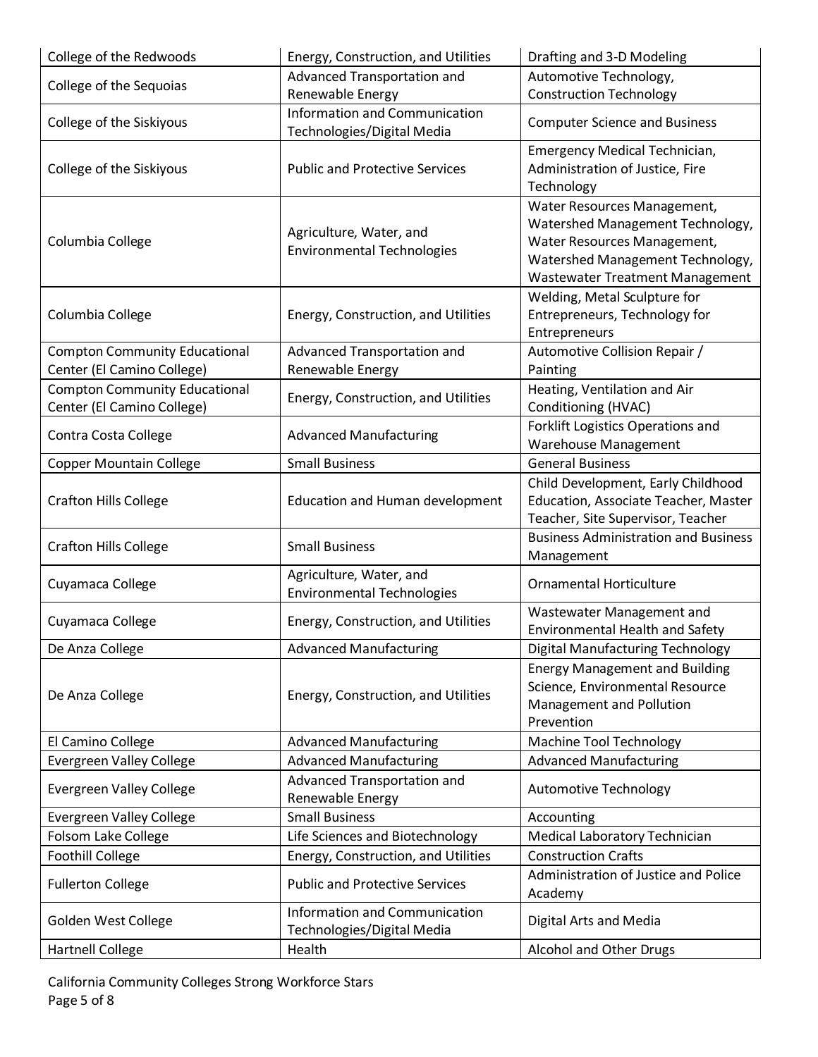| College of the Redwoods | Energy, Construction, and Utilities | Drafting and 3-D Modeling |
|---|---|---|
| College of the Sequoias | Advanced Transportation and Renewable Energy | Automotive Technology, Construction Technology |
| College of the Siskiyous | Information and Communication Technologies/Digital Media | Computer Science and Business |
| College of the Siskiyous | Public and Protective Services | Emergency Medical Technician, Administration of Justice, Fire Technology |
| Columbia College | Agriculture, Water, and Environmental Technologies | Water Resources Management, Watershed Management Technology, Water Resources Management, Watershed Management Technology, Wastewater Treatment Management |
| Columbia College | Energy, Construction, and Utilities | Welding, Metal Sculpture for Entrepreneurs, Technology for Entrepreneurs |
| Compton Community Educational Center (El Camino College) | Advanced Transportation and Renewable Energy | Automotive Collision Repair / Painting |
| Compton Community Educational Center (El Camino College) | Energy, Construction, and Utilities | Heating, Ventilation and Air Conditioning (HVAC) |
| Contra Costa College | Advanced Manufacturing | Forklift Logistics Operations and Warehouse Management |
| Copper Mountain College | Small Business | General Business |
| Crafton Hills College | Education and Human development | Child Development, Early Childhood Education, Associate Teacher, Master Teacher, Site Supervisor, Teacher |
| Crafton Hills College | Small Business | Business Administration and Business Management |
| Cuyamaca College | Agriculture, Water, and Environmental Technologies | Ornamental Horticulture |
| Cuyamaca College | Energy, Construction, and Utilities | Wastewater Management and Environmental Health and Safety |
| De Anza College | Advanced Manufacturing | Digital Manufacturing Technology |
| De Anza College | Energy, Construction, and Utilities | Energy Management and Building Science, Environmental Resource Management and Pollution Prevention |
| El Camino College | Advanced Manufacturing | Machine Tool Technology |
| Evergreen Valley College | Advanced Manufacturing | Advanced Manufacturing |
| Evergreen Valley College | Advanced Transportation and Renewable Energy | Automotive Technology |
| Evergreen Valley College | Small Business | Accounting |
| Folsom Lake College | Life Sciences and Biotechnology | Medical Laboratory Technician |
| Foothill College | Energy, Construction, and Utilities | Construction Crafts |
| Fullerton College | Public and Protective Services | Administration of Justice and Police Academy |
| Golden West College | Information and Communication Technologies/Digital Media | Digital Arts and Media |
| Hartnell College | Health | Alcohol and Other Drugs |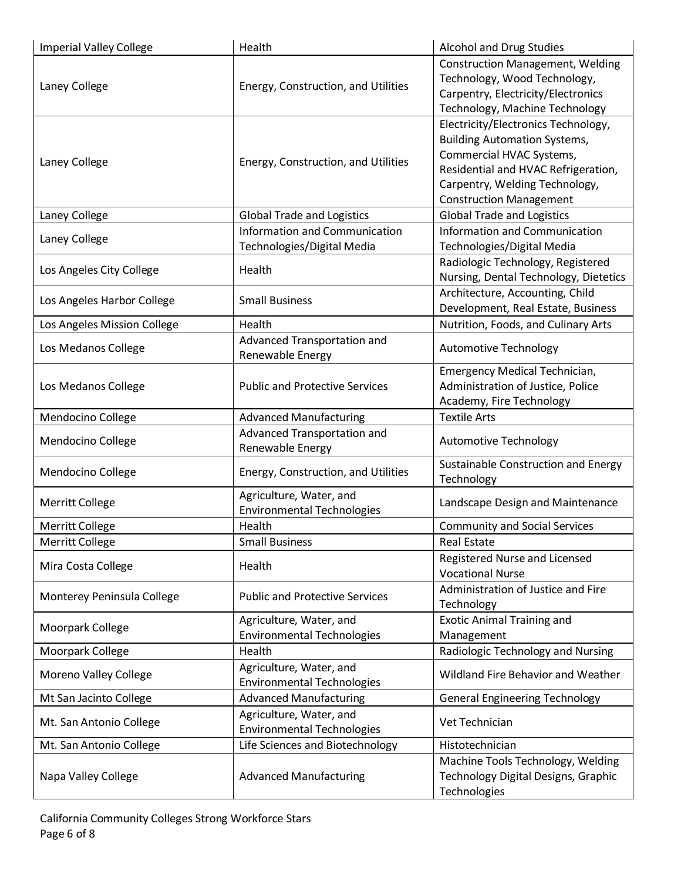| | | |
|---|---|---|
| Imperial Valley College | Health | Alcohol and Drug Studies |
| Laney College | Energy, Construction, and Utilities | Construction Management, Welding Technology, Wood Technology, Carpentry, Electricity/Electronics Technology, Machine Technology |
| Laney College | Energy, Construction, and Utilities | Electricity/Electronics Technology, Building Automation Systems, Commercial HVAC Systems, Residential and HVAC Refrigeration, Carpentry, Welding Technology, Construction Management |
| Laney College | Global Trade and Logistics | Global Trade and Logistics |
| Laney College | Information and Communication Technologies/Digital Media | Information and Communication Technologies/Digital Media |
| Los Angeles City College | Health | Radiologic Technology, Registered Nursing, Dental Technology, Dietetics |
| Los Angeles Harbor College | Small Business | Architecture, Accounting, Child Development, Real Estate, Business |
| Los Angeles Mission College | Health | Nutrition, Foods, and Culinary Arts |
| Los Medanos College | Advanced Transportation and Renewable Energy | Automotive Technology |
| Los Medanos College | Public and Protective Services | Emergency Medical Technician, Administration of Justice, Police Academy, Fire Technology |
| Mendocino College | Advanced Manufacturing | Textile Arts |
| Mendocino College | Advanced Transportation and Renewable Energy | Automotive Technology |
| Mendocino College | Energy, Construction, and Utilities | Sustainable Construction and Energy Technology |
| Merritt College | Agriculture, Water, and Environmental Technologies | Landscape Design and Maintenance |
| Merritt College | Health | Community and Social Services |
| Merritt College | Small Business | Real Estate |
| Mira Costa College | Health | Registered Nurse and Licensed Vocational Nurse |
| Monterey Peninsula College | Public and Protective Services | Administration of Justice and Fire Technology |
| Moorpark College | Agriculture, Water, and Environmental Technologies | Exotic Animal Training and Management |
| Moorpark College | Health | Radiologic Technology and Nursing |
| Moreno Valley College | Agriculture, Water, and Environmental Technologies | Wildland Fire Behavior and Weather |
| Mt San Jacinto College | Advanced Manufacturing | General Engineering Technology |
| Mt. San Antonio College | Agriculture, Water, and Environmental Technologies | Vet Technician |
| Mt. San Antonio College | Life Sciences and Biotechnology | Histotechnician |
| Napa Valley College | Advanced Manufacturing | Machine Tools Technology, Welding Technology Digital Designs, Graphic Technologies |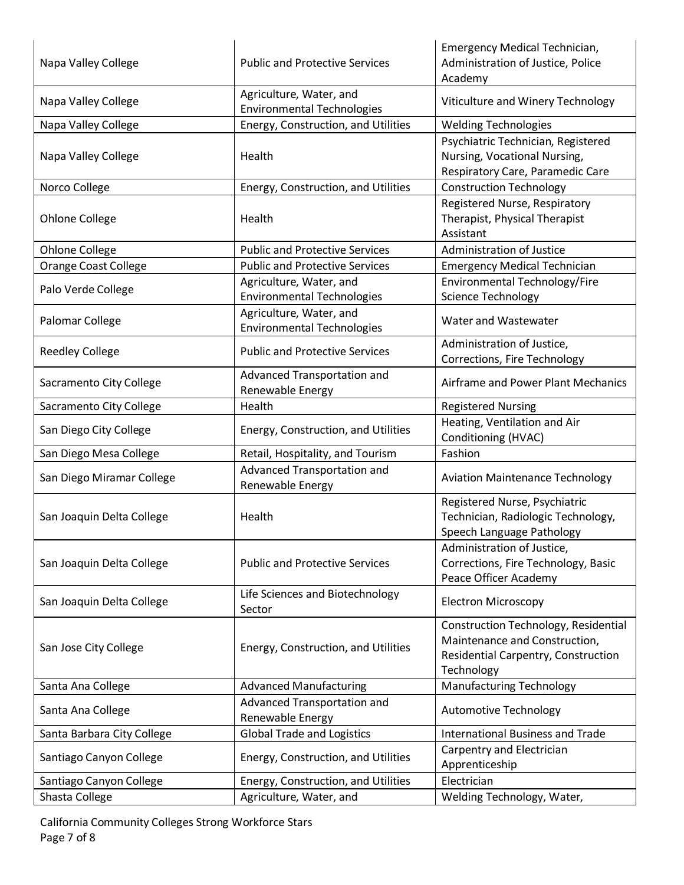| | | |
|---|---|---|
| Napa Valley College | Public and Protective Services | Emergency Medical Technician, Administration of Justice, Police Academy |
| Napa Valley College | Agriculture, Water, and Environmental Technologies | Viticulture and Winery Technology |
| Napa Valley College | Energy, Construction, and Utilities | Welding Technologies |
| Napa Valley College | Health | Psychiatric Technician, Registered Nursing, Vocational Nursing, Respiratory Care, Paramedic Care |
| Norco College | Energy, Construction, and Utilities | Construction Technology |
| Ohlone College | Health | Registered Nurse, Respiratory Therapist, Physical Therapist Assistant |
| Ohlone College | Public and Protective Services | Administration of Justice |
| Orange Coast College | Public and Protective Services | Emergency Medical Technician |
| Palo Verde College | Agriculture, Water, and Environmental Technologies | Environmental Technology/Fire Science Technology |
| Palomar College | Agriculture, Water, and Environmental Technologies | Water and Wastewater |
| Reedley College | Public and Protective Services | Administration of Justice, Corrections, Fire Technology |
| Sacramento City College | Advanced Transportation and Renewable Energy | Airframe and Power Plant Mechanics |
| Sacramento City College | Health | Registered Nursing |
| San Diego City College | Energy, Construction, and Utilities | Heating, Ventilation and Air Conditioning (HVAC) |
| San Diego Mesa College | Retail, Hospitality, and Tourism | Fashion |
| San Diego Miramar College | Advanced Transportation and Renewable Energy | Aviation Maintenance Technology |
| San Joaquin Delta College | Health | Registered Nurse, Psychiatric Technician, Radiologic Technology, Speech Language Pathology |
| San Joaquin Delta College | Public and Protective Services | Administration of Justice, Corrections, Fire Technology, Basic Peace Officer Academy |
| San Joaquin Delta College | Life Sciences and Biotechnology Sector | Electron Microscopy |
| San Jose City College | Energy, Construction, and Utilities | Construction Technology, Residential Maintenance and Construction, Residential Carpentry, Construction Technology |
| Santa Ana College | Advanced Manufacturing | Manufacturing Technology |
| Santa Ana College | Advanced Transportation and Renewable Energy | Automotive Technology |
| Santa Barbara City College | Global Trade and Logistics | International Business and Trade |
| Santiago Canyon College | Energy, Construction, and Utilities | Carpentry and Electrician Apprenticeship |
| Santiago Canyon College | Energy, Construction, and Utilities | Electrician |
| Shasta College | Agriculture, Water, and | Welding Technology, Water, |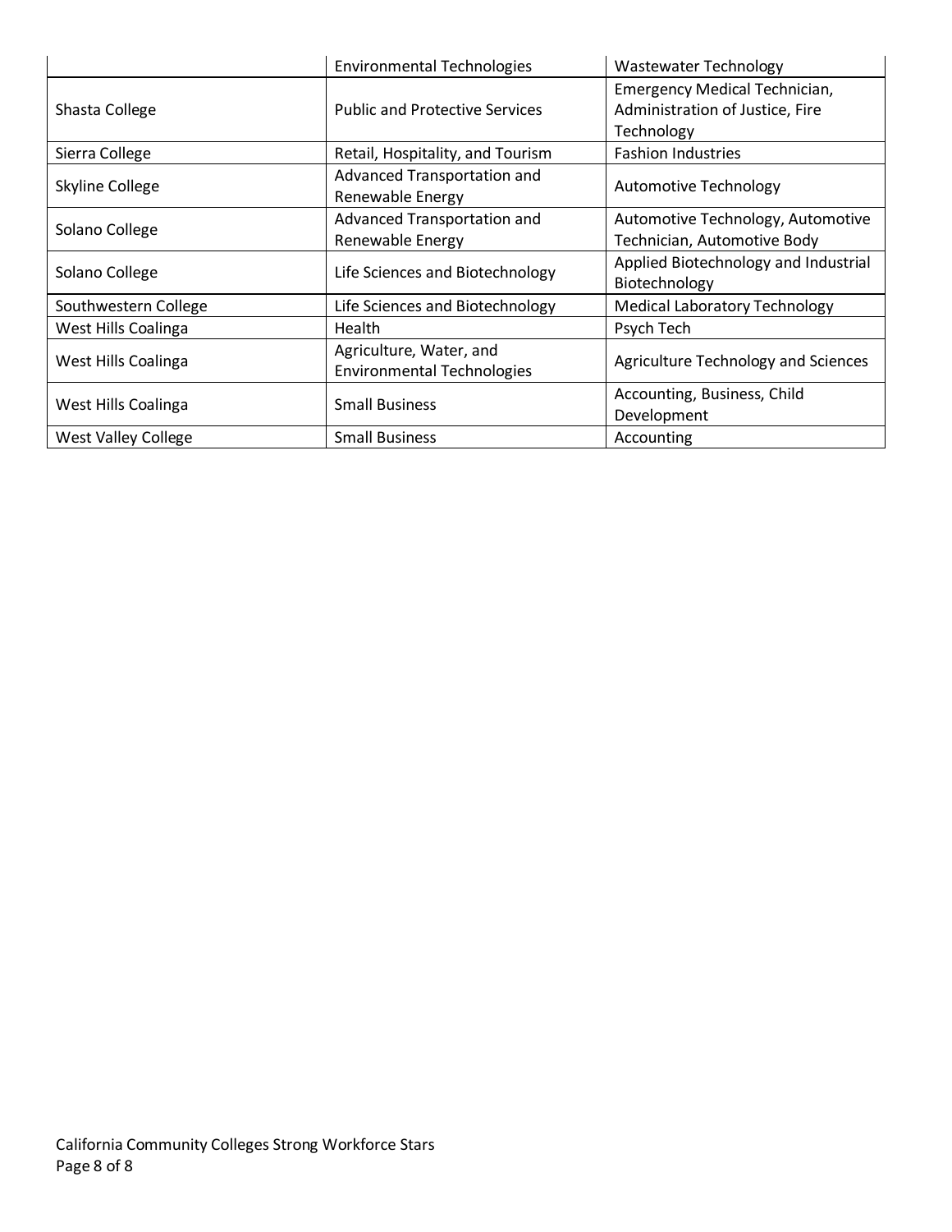| | | |
|---|---|---|
| | Environmental Technologies | Wastewater Technology |
| Shasta College | Public and Protective Services | Emergency Medical Technician, Administration of Justice, Fire Technology |
| Sierra College | Retail, Hospitality, and Tourism | Fashion Industries |
| Skyline College | Advanced Transportation and Renewable Energy | Automotive Technology |
| Solano College | Advanced Transportation and Renewable Energy | Automotive Technology, Automotive Technician, Automotive Body |
| Solano College | Life Sciences and Biotechnology | Applied Biotechnology and Industrial Biotechnology |
| Southwestern College | Life Sciences and Biotechnology | Medical Laboratory Technology |
| West Hills Coalinga | Health | Psych Tech |
| West Hills Coalinga | Agriculture, Water, and Environmental Technologies | Agriculture Technology and Sciences |
| West Hills Coalinga | Small Business | Accounting, Business, Child Development |
| West Valley College | Small Business | Accounting |